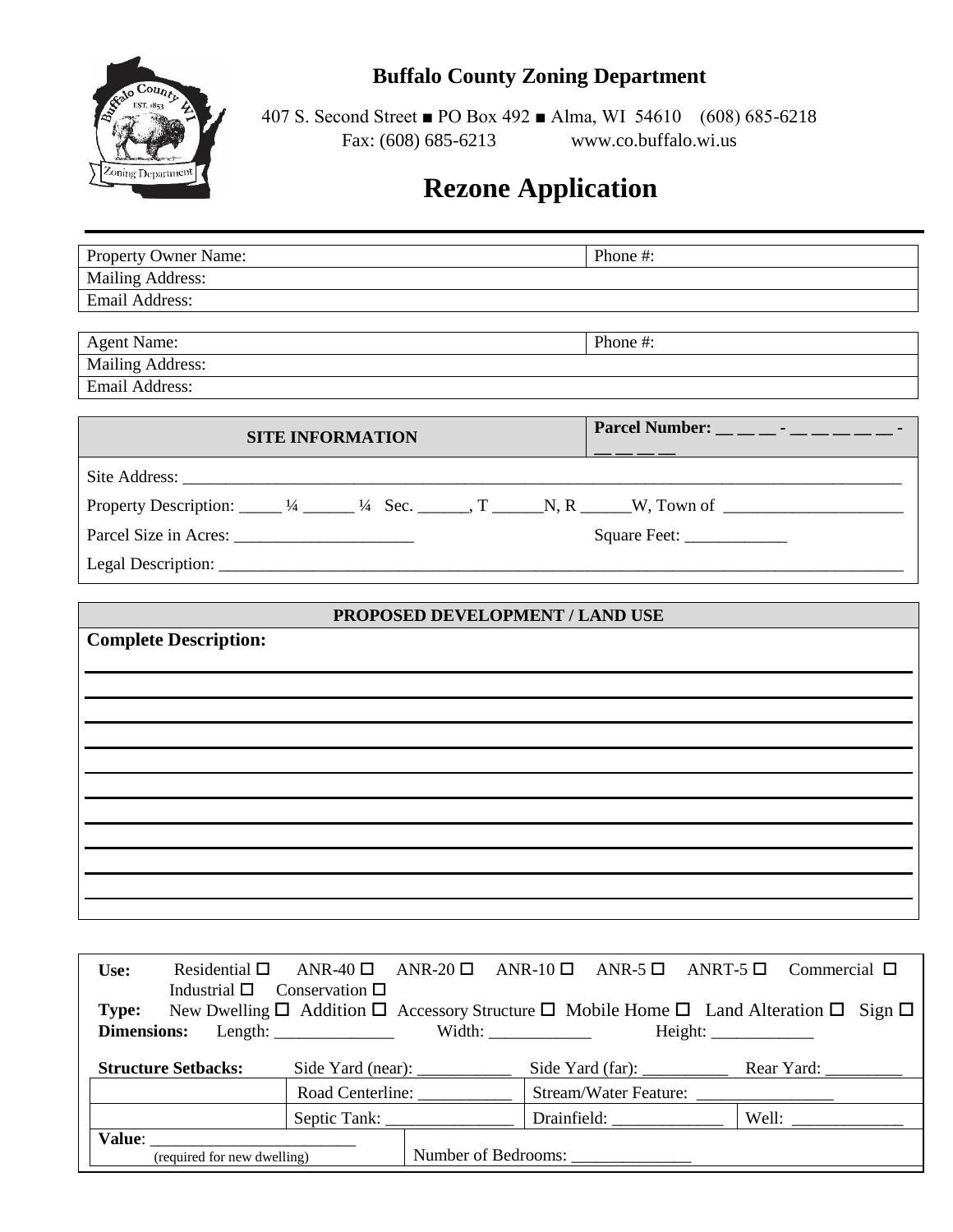**Buffalo County Zoning Department**

407 S. Second Street ■ PO Box 492 ■ Alma, WI 54610 (608) 685-6218
Fax: (608) 685-6213 www.co.buffalo.wi.us

# Rezone Application

| Property Owner Name: | Phone #: |
|---|---|
| Mailing Address: | |
| Email Address: | |

| Agent Name: | Phone #: |
|---|---|
| Mailing Address: | |
| Email Address: | |

| SITE INFORMATION | Parcel Number: __ __ __ - __ __ __ __ __ - __ __ __ __ |
|---|---|
| Site Address: ______________________________________________ | |
| Property Description: _____ ¼ ______ ¼ Sec. ______, T ______N, R ______W, Town of ______________________ | |
| Parcel Size in Acres: _____________________ | Square Feet: ____________ |
| Legal Description: ______________________________________________ | |

**PROPOSED DEVELOPMENT / LAND USE**

**Complete Description:**

______________________________________________

______________________________________________

______________________________________________

______________________________________________

______________________________________________

______________________________________________

______________________________________________

______________________________________________

______________________________________________

______________________________________________

**Use:** Residential ☐ ANR-40 ☐ ANR-20 ☐ ANR-10 ☐ ANR-5 ☐ ANRT-5 ☐ Commercial ☐ Industrial ☐ Conservation ☐

**Type:** New Dwelling ☐ Addition ☐ Accessory Structure ☐ Mobile Home ☐ Land Alteration ☐ Sign ☐

**Dimensions:** Length: ______________ Width: ____________ Height: ____________

| **Structure Setbacks:** | Side Yard (near): ___________ | Side Yard (far): __________ | Rear Yard: _________ |
|---|---|---|---|
| | Road Centerline: ___________ | Stream/Water Feature: ________________ | |
| | Septic Tank: _______________ | Drainfield: _____________ | Well: _____________ |

| **Value**: ________________________ (required for new dwelling) | Number of Bedrooms: ______________ |
|---|---|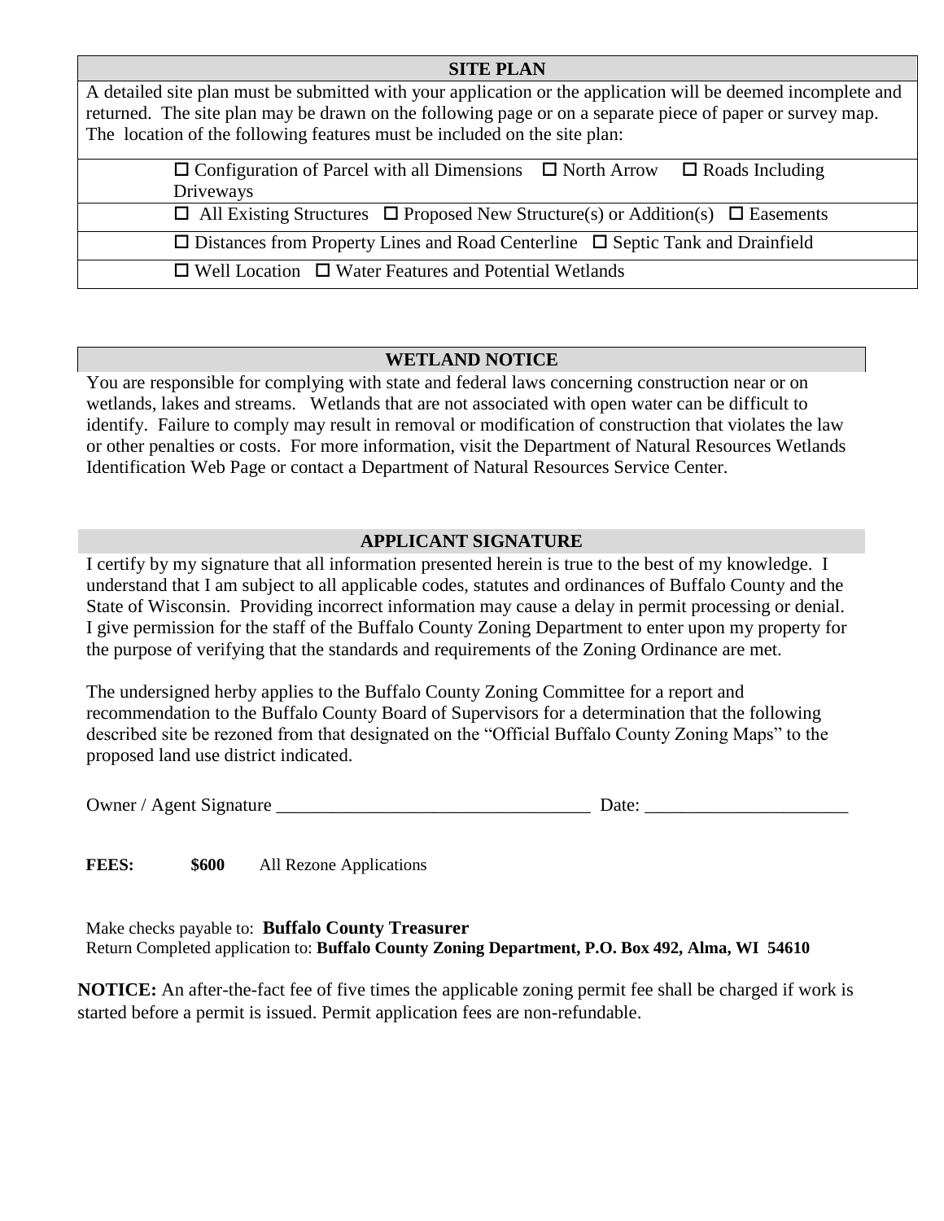## SITE PLAN

A detailed site plan must be submitted with your application or the application will be deemed incomplete and returned. The site plan may be drawn on the following page or on a separate piece of paper or survey map. The location of the following features must be included on the site plan:

- ☐ Configuration of Parcel with all Dimensions ☐ North Arrow ☐ Roads Including Driveways
- ☐ All Existing Structures ☐ Proposed New Structure(s) or Addition(s) ☐ Easements
- ☐ Distances from Property Lines and Road Centerline ☐ Septic Tank and Drainfield
- ☐ Well Location ☐ Water Features and Potential Wetlands

## WETLAND NOTICE

You are responsible for complying with state and federal laws concerning construction near or on wetlands, lakes and streams. Wetlands that are not associated with open water can be difficult to identify. Failure to comply may result in removal or modification of construction that violates the law or other penalties or costs. For more information, visit the Department of Natural Resources Wetlands Identification Web Page or contact a Department of Natural Resources Service Center.

## APPLICANT SIGNATURE

I certify by my signature that all information presented herein is true to the best of my knowledge. I understand that I am subject to all applicable codes, statutes and ordinances of Buffalo County and the State of Wisconsin. Providing incorrect information may cause a delay in permit processing or denial. I give permission for the staff of the Buffalo County Zoning Department to enter upon my property for the purpose of verifying that the standards and requirements of the Zoning Ordinance are met.

The undersigned herby applies to the Buffalo County Zoning Committee for a report and recommendation to the Buffalo County Board of Supervisors for a determination that the following described site be rezoned from that designated on the "Official Buffalo County Zoning Maps" to the proposed land use district indicated.

Owner / Agent Signature ___________________________________ Date: ______________________

**FEES:** **$600** All Rezone Applications

Make checks payable to: **Buffalo County Treasurer**
Return Completed application to: **Buffalo County Zoning Department, P.O. Box 492, Alma, WI 54610**

**NOTICE:** An after-the-fact fee of five times the applicable zoning permit fee shall be charged if work is started before a permit is issued. Permit application fees are non-refundable.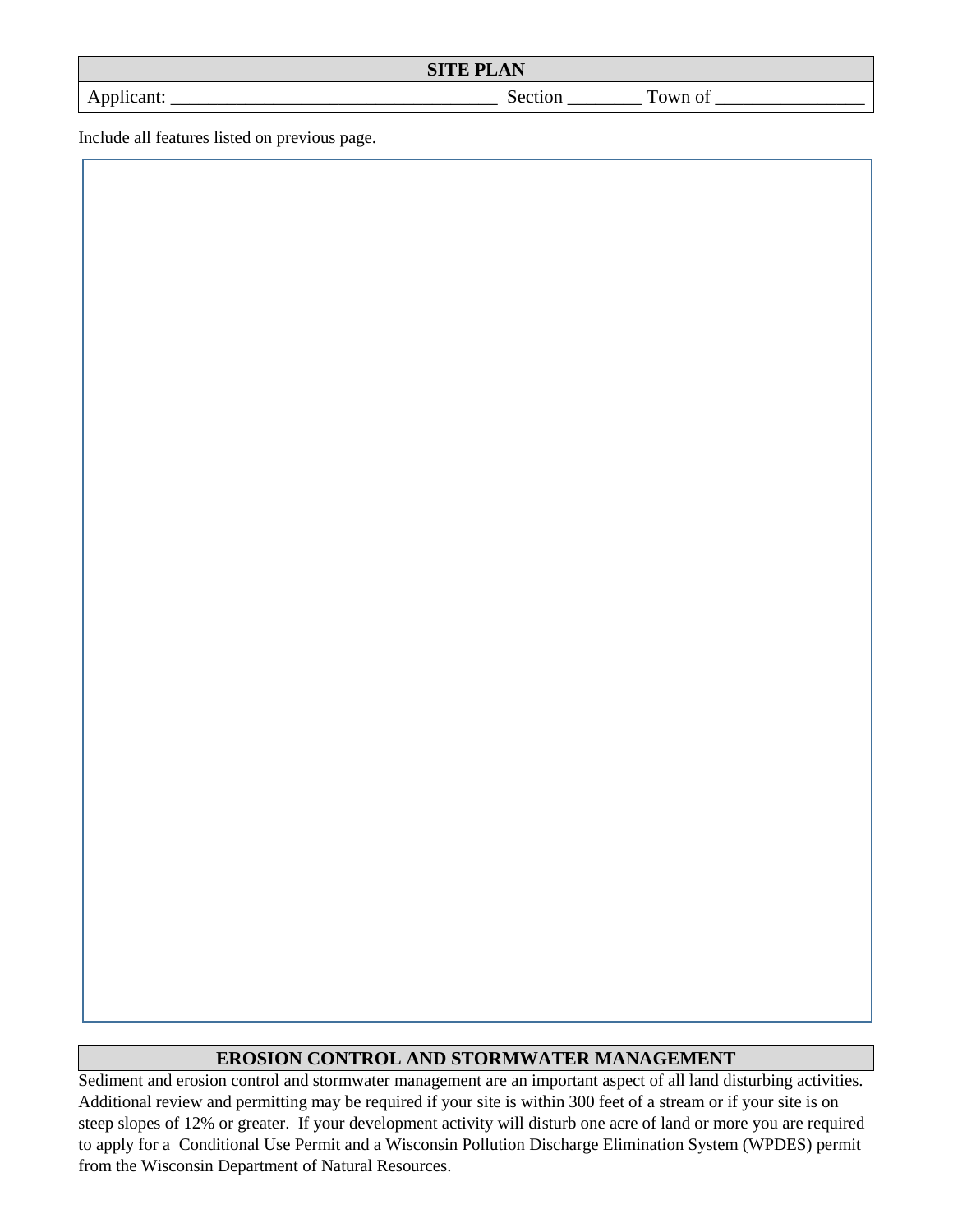## SITE PLAN

Applicant: ___________________________________ Section ________ Town of ________________

Include all features listed on previous page.

## EROSION CONTROL AND STORMWATER MANAGEMENT

Sediment and erosion control and stormwater management are an important aspect of all land disturbing activities. Additional review and permitting may be required if your site is within 300 feet of a stream or if your site is on steep slopes of 12% or greater. If your development activity will disturb one acre of land or more you are required to apply for a Conditional Use Permit and a Wisconsin Pollution Discharge Elimination System (WPDES) permit from the Wisconsin Department of Natural Resources.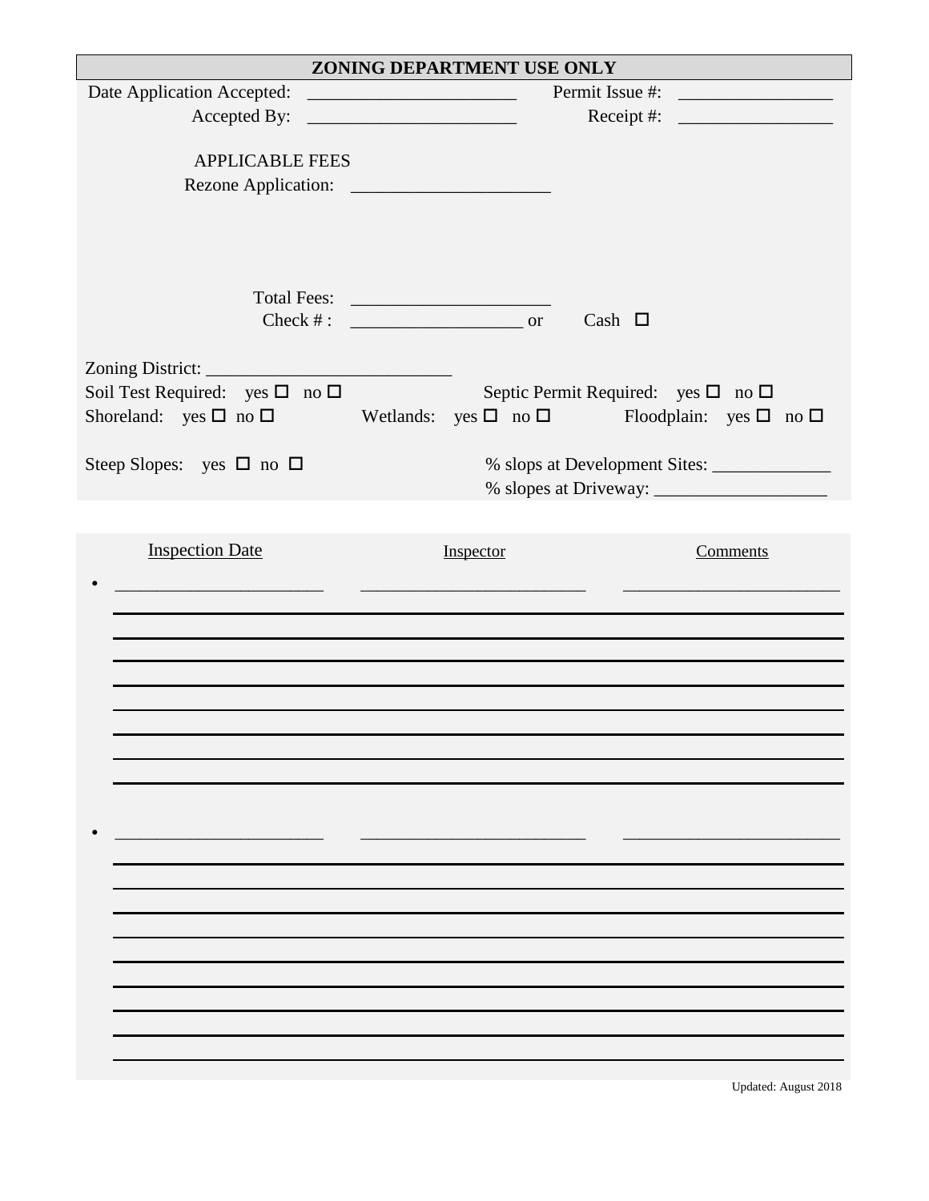## ZONING DEPARTMENT USE ONLY

Date Application Accepted: ______________________ Permit Issue #: ________________

Accepted By: ______________________ Receipt #: ________________

APPLICABLE FEES

Rezone Application: _____________________

Total Fees: _____________________

Check # : __________________ or Cash ☐

Zoning District: __________________________

Soil Test Required: yes ☐ no ☐ Septic Permit Required: yes ☐ no ☐

Shoreland: yes ☐ no ☐ Wetlands: yes ☐ no ☐ Floodplain: yes ☐ no ☐

Steep Slopes: yes ☐ no ☐ % slops at Development Sites: ____________

% slopes at Driveway: __________________

| Inspection Date | Inspector | Comments |
| --- | --- | --- |
| • ______________________ | ________________________ | _______________________ |
| • ______________________ | ________________________ | _______________________ |

Updated: August 2018